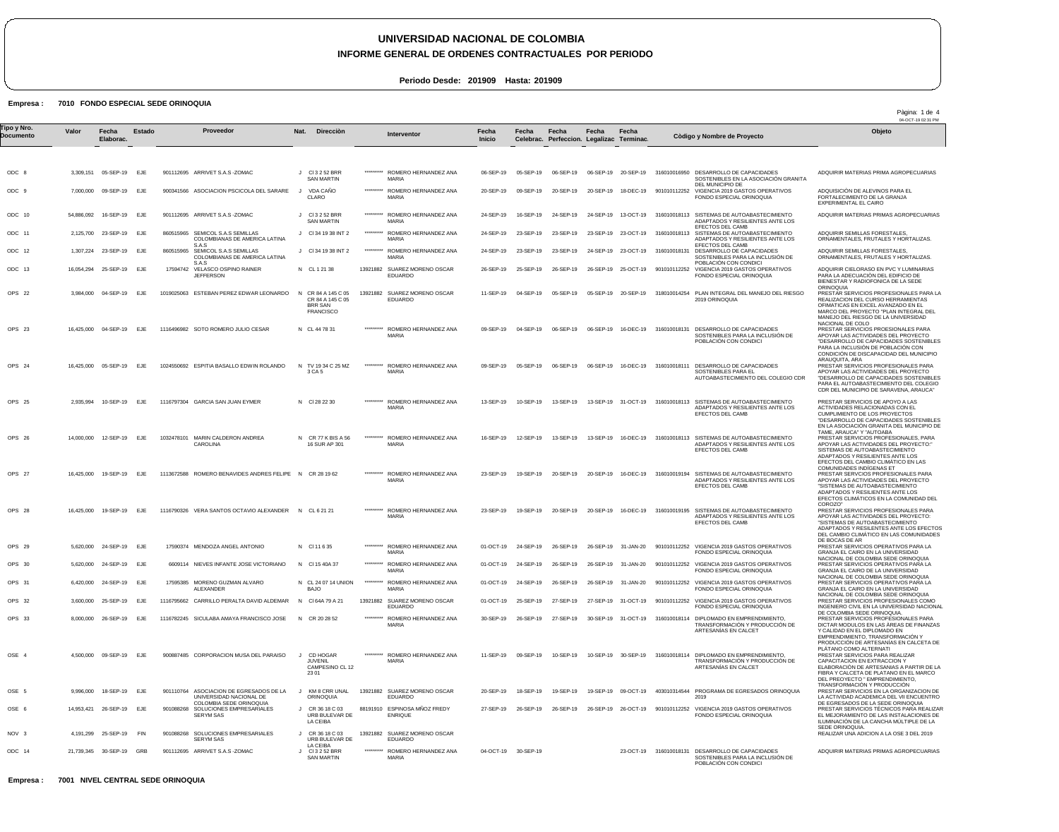# UNIVERSIDAD NACIONAL DE COLOMBIA

## INFORME GENERAL DE ORDENES CONTRACTUALES POR PERIODO

**Periodo Desde: 201909 Hasta: 201909**

**Empresa : 7010 FONDO ESPECIAL SEDE ORINOQUIA**

| Tipo y Nro. Documento | Valor | Fecha Elaborac. | Estado | Proveedor | Nat. | Direcciòn | Interventor | Fecha Inicio | Fecha Celebrac. | Fecha Perfeccion. | Fecha Legalizac | Fecha Terminac. | Còdigo y Nombre de Proyecto | Objeto |
|---|---|---|---|---|---|---|---|---|---|---|---|---|---|---|
| ODC 8 | 3,309,151 | 05-SEP-19 | EJE | 901112695 ARRIVET S.A.S -ZOMAC | J | Cl 3 2 52 BRR SAN MARTIN | ********* ROMERO HERNANDEZ ANA MARIA | 06-SEP-19 | 05-SEP-19 | 06-SEP-19 | 06-SEP-19 | 20-SEP-19 | 316010016950 DESARROLLO DE CAPACIDADES SOSTENIBLES EN LA ASOCIACIÓN GRANITA DEL MUNICIPIO DE | ADQUIRIR MATERIAS PRIMA AGROPECUARIAS |
| ODC 9 | 7,000,000 | 09-SEP-19 | EJE | 900341566 ASOCIACION PSCICOLA DEL SARARE | J | VDA CAÑO CLARO | ********* ROMERO HERNANDEZ ANA MARIA | 20-SEP-19 | 09-SEP-19 | 20-SEP-19 | 20-SEP-19 | 18-DEC-19 | 901010112252 VIGENCIA 2019 GASTOS OPERATIVOS FONDO ESPECIAL ORINOQUIA | ADQUISICIÓN DE ALEVINOS PARA EL FORTALECIMIENTO DE LA GRANJA EXPERIMENTAL EL CAIRO |
| ODC 10 | 54,886,092 | 16-SEP-19 | EJE | 901112695 ARRIVET S.A.S -ZOMAC | J | Cl 3 2 52 BRR SAN MARTIN | ********* ROMERO HERNANDEZ ANA MARIA | 24-SEP-19 | 16-SEP-19 | 24-SEP-19 | 24-SEP-19 | 13-OCT-19 | 316010018113 SISTEMAS DE AUTOABASTECIMIENTO ADAPTADOS Y RESILIENTES ANTE LOS EFECTOS DEL CAMB | ADQUIRIR MATERIAS PRIMAS AGROPECUARIAS |
| ODC 11 | 2,125,700 | 23-SEP-19 | EJE | 860515965 SEMICOL S.A.S SEMILLAS COLOMBIANAS DE AMERICA LATINA S.A.S | J | Cl 34 19 38 INT 2 | ********* ROMERO HERNANDEZ ANA MARIA | 24-SEP-19 | 23-SEP-19 | 23-SEP-19 | 23-SEP-19 | 23-OCT-19 | 316010018113 SISTEMAS DE AUTOABASTECIMIENTO ADAPTADOS Y RESILIENTES ANTE LOS EFECTOS DEL CAMB | ADQUIRIR SEMILLAS FORESTALES, ORNAMENTALES, FRUTALES Y HORTALIZAS. |
| ODC 12 | 1,307,224 | 23-SEP-19 | EJE | 860515965 SEMICOL S.A.S SEMILLAS COLOMBIANAS DE AMERICA LATINA S.A.S | J | Cl 34 19 38 INT 2 | ********* ROMERO HERNANDEZ ANA MARIA | 24-SEP-19 | 23-SEP-19 | 23-SEP-19 | 24-SEP-19 | 23-OCT-19 | 316010018131 DESARROLLO DE CAPACIDADES SOSTENIBLES PARA LA INCLUSIÓN DE POBLACIÓN CON CONDICI | ADQUIRIR SEMILLAS FORESTALES, ORNAMENTALES, FRUTALES Y HORTALIZAS. |
| ODC 13 | 16,054,294 | 25-SEP-19 | EJE | 17594742 VELASCO OSPINO RAINER JEFFERSON | N | CL 1 21 38 | 13921882 SUAREZ MORENO OSCAR EDUARDO | 26-SEP-19 | 25-SEP-19 | 26-SEP-19 | 26-SEP-19 | 25-OCT-19 | 901010112252 VIGENCIA 2019 GASTOS OPERATIVOS FONDO ESPECIAL ORINOQUIA | ADQUIRIR CIELORASO EN PVC Y LUMINARIAS PARA LA ADECUACIÓN DEL EDIFICIO DE BIENESTAR Y RADIOFONICA DE LA SEDE ORINOQUIA |
| OPS 22 | 3,984,000 | 04-SEP-19 | EJE | 1019025063 ESTEBAN PEREZ EDWAR LEONARDO | N | CR 84 A 145 C 05 CR 84 A 145 C 05 BRR SAN FRANCISCO | 13921882 SUAREZ MORENO OSCAR EDUARDO | 11-SEP-19 | 04-SEP-19 | 05-SEP-19 | 05-SEP-19 | 20-SEP-19 | 318010014254 PLAN INTEGRAL DEL MANEJO DEL RIESGO 2019 ORINOQUIA | PRESTAR SERVICIOS PROFESIONALES PARA LA REALIZACION DEL CURSO HERRAMIENTAS OFIMATICAS EN EXCEL AVANZADO EN EL MARCO DEL PROYECTO "PLAN INTEGRAL DEL MANEJO DEL RIESGO DE LA UNIVERSIDAD NACIONAL DE COLO |
| OPS 23 | 16,425,000 | 04-SEP-19 | EJE | 1116496982 SOTO ROMERO JULIO CESAR | N | CL 44 78 31 | ********* ROMERO HERNANDEZ ANA MARIA | 09-SEP-19 | 04-SEP-19 | 06-SEP-19 | 06-SEP-19 | 16-DEC-19 | 316010018131 DESARROLLO DE CAPACIDADES SOSTENIBLES PARA LA INCLUSIÓN DE POBLACIÓN CON CONDICI | PRESTAR SERVICIOS PROESIONALES PARA APOYAR LAS ACTIVIDADES DEL PROYECTO "DESARROLLO DE CAPACIDADES SOSTENIBLES PARA LA INCLUSIÓN DE POBLACIÓN CON CONDICIÓN DE DISCAPACIDAD DEL MUNICIPIO ARAUQUITA, ARA |
| OPS 24 | 16,425,000 | 05-SEP-19 | EJE | 1024550692 ESPITIA BASALLO EDWIN ROLANDO | N | TV 19 34 C 25 MZ 3 CA 5 | ********* ROMERO HERNANDEZ ANA MARIA | 09-SEP-19 | 05-SEP-19 | 06-SEP-19 | 06-SEP-19 | 16-DEC-19 | 316010018111 DESARROLLO DE CAPACIDADES SOSTENIBLES PARA EL AUTOABASTECIMIENTO DEL COLEGIO CDR | PRESTAR SERVICIOS PROFESIONALES PARA APOYAR LAS ACTIVIDADES DEL PROYECTO "DESARROLLO DE CAPACIDADES SOSTENIBLES PARA EL AUTOABASTECIMIENTO DEL COLEGIO CDR DEL MUNICIPIO DE SARAVENA, ARAUCA" |
| OPS 25 | 2,935,994 | 10-SEP-19 | EJE | 1116797304 GARCIA SAN JUAN EYMER | N | Cl 28 22 30 | ********* ROMERO HERNANDEZ ANA MARIA | 13-SEP-19 | 10-SEP-19 | 13-SEP-19 | 13-SEP-19 | 31-OCT-19 | 316010018113 SISTEMAS DE AUTOABASTECIMIENTO ADAPTADOS Y RESILIENTES ANTE LOS EFECTOS DEL CAMB | PRESTAR SERVICIOS DE APOYO A LAS ACTIVIDADES RELACIONADAS CON EL CUMPLIMIENTO DE LOS PROYECTOS "DESARROLLO DE CAPACIDADES SOSTENIBLES EN LA ASOCIACIÓN GRANITA DEL MUNICIPIO DE TAME, ARAUCA" Y "AUTOABA |
| OPS 26 | 14,000,000 | 12-SEP-19 | EJE | 1032478101 MARIN CALDERON ANDREA CAROLINA | N | CR 77 K BIS A 56 16 SUR AP 301 | ********* ROMERO HERNANDEZ ANA MARIA | 16-SEP-19 | 12-SEP-19 | 13-SEP-19 | 13-SEP-19 | 16-DEC-19 | 316010018113 SISTEMAS DE AUTOABASTECIMIENTO ADAPTADOS Y RESILIENTES ANTE LOS EFECTOS DEL CAMB | PRESTAR SERVICIOS PROFESIONALES, PARA APOYAR LAS ACTIVIDADES DEL PROYECTO:" SISTEMAS DE AUTOABASTECIMIENTO ADAPTADOS Y RESILIENTES ANTE LOS EFECTOS DEL CAMBIO CLIMÁTICO EN LAS COMUNIDADES INDÍGENAS ET |
| OPS 27 | 16,425,000 | 19-SEP-19 | EJE | 1113672588 ROMERO BENAVIDES ANDRES FELIPE | N | CR 28 19 62 | ********* ROMERO HERNANDEZ ANA MARIA | 23-SEP-19 | 19-SEP-19 | 20-SEP-19 | 20-SEP-19 | 16-DEC-19 | 316010019194 SISTEMAS DE AUTOABASTECIMIENTO ADAPTADOS Y RESILIENTES ANTE LOS EFECTOS DEL CAMB | PRESTAR SERVCIOS PROFESIONALES PARA APOYAR LAS ACTIVIDADES DEL PROYECTO "SISTEMAS DE AUTOABASTECIMIENTO ADAPTADOS Y RESILIENTES ANTE LOS EFECTOS CLIMÁTICOS EN LA COMUNIDAD DEL COROZO" |
| OPS 28 | 16,425,000 | 19-SEP-19 | EJE | 1116790326 VERA SANTOS OCTAVIO ALEXANDER | N | CL 6 21 21 | ********* ROMERO HERNANDEZ ANA MARIA | 23-SEP-19 | 19-SEP-19 | 20-SEP-19 | 20-SEP-19 | 16-DEC-19 | 316010019195 SISTEMAS DE AUTOABASTECIMIENTO ADAPTADOS Y RESILIENTES ANTE LOS EFECTOS DEL CAMB | PRESTAR SERVICIOS PROFESIONALES PARA APOYAR LAS ACTIVIDADES DEL PROYECTO: "SISTEMAS DE AUTOABASTECIMIENTO ADAPTADOS Y RESILENTES ANTE LOS EFECTOS DEL CAMBIO CLIMÁTICO EN LAS COMUNIDADES DE BOCAS DE AR |
| OPS 29 | 5,620,000 | 24-SEP-19 | EJE | 17590374 MENDOZA ANGEL ANTONIO | N | Cl 11 6 35 | ********* ROMERO HERNANDEZ ANA MARIA | 01-OCT-19 | 24-SEP-19 | 26-SEP-19 | 26-SEP-19 | 31-JAN-20 | 901010112252 VIGENCIA 2019 GASTOS OPERATIVOS FONDO ESPECIAL ORINOQUIA | PRESTAR SERVICIOS OPERATIVOS PARA LA GRANJA EL CAIRO EN LA UNIVERSIDAD NACIONAL DE COLOMBIA SEDE ORINOQUIA |
| OPS 30 | 5,620,000 | 24-SEP-19 | EJE | 6609114 NIEVES INFANTE JOSE VICTORIANO | N | Cl 15 40A 37 | ********* ROMERO HERNANDEZ ANA MARIA | 01-OCT-19 | 24-SEP-19 | 26-SEP-19 | 26-SEP-19 | 31-JAN-20 | 901010112252 VIGENCIA 2019 GASTOS OPERATIVOS FONDO ESPECIAL ORINOQUIA | PRESTAR SERVICIOS OPERATIVOS PARA LA GRANJA EL CAIRO DE LA UNIVERSIDAD NACIONAL DE COLOMBIA SEDE ORINOQUIA |
| OPS 31 | 6,420,000 | 24-SEP-19 | EJE | 17595385 MORENO GUZMAN ALVARO ALEXANDER | N | CL 24 07 14 UNION BAJO | ********* ROMERO HERNANDEZ ANA MARIA | 01-OCT-19 | 24-SEP-19 | 26-SEP-19 | 26-SEP-19 | 31-JAN-20 | 901010112252 VIGENCIA 2019 GASTOS OPERATIVOS FONDO ESPECIAL ORINOQUIA | PRESTAR SERVICIOS OPERATIVOS PARA LA GRANJA EL CAIRO EN LA UNIVERSIDAD NACIONAL DE COLOMBIA SEDE ORINOQUIA |
| OPS 32 | 3,600,000 | 25-SEP-19 | EJE | 1116795662 CARRILLO PERALTA DAVID ALDEMAR | N | Cl 64A 79 A 21 | 13921882 SUAREZ MORENO OSCAR EDUARDO | 01-OCT-19 | 25-SEP-19 | 27-SEP-19 | 27-SEP-19 | 31-OCT-19 | 901010112252 VIGENCIA 2019 GASTOS OPERATIVOS FONDO ESPECIAL ORINOQUIA | PRESTAR SERVICIOS PROFESIONALES COMO INGENIERO CIVIL EN LA UNIVERSIDAD NACIONAL DE COLOMBIA SEDE ORINOQUIA. |
| OPS 33 | 8,000,000 | 26-SEP-19 | EJE | 1116782245 SICULABA AMAYA FRANCISCO JOSE | N | CR 20 28 52 | ********* ROMERO HERNANDEZ ANA MARIA | 30-SEP-19 | 26-SEP-19 | 27-SEP-19 | 30-SEP-19 | 31-OCT-19 | 316010018114 DIPLOMADO EN EMPRENDIMIENTO, TRANSFORMACIÓN Y PRODUCCIÓN DE ARTESANÍAS EN CALCET | PRESTAR SERVICIOS PROFESIONALES PARA DICTAR MODULOS EN LAS AREAS DE FINANZAS Y CALIDAD EN EL DIPLOMADO EN EMPRENDIMIENTO, TRANSFORMACIÓN Y PRODUCCIÓN DE ARTESANÍAS EN CALCETA DE PLÁTANO COMO ALTERNATI |
| OSE 4 | 4,500,000 | 09-SEP-19 | EJE | 900887485 CORPORACION MUSA DEL PARAISO | J | CD HOGAR JUVENIL CAMPESINO CL 12 23 01 | ********* ROMERO HERNANDEZ ANA MARIA | 11-SEP-19 | 09-SEP-19 | 10-SEP-19 | 10-SEP-19 | 30-SEP-19 | 316010018114 DIPLOMADO EN EMPRENDIMIENTO, TRANSFORMACIÓN Y PRODUCCIÓN DE ARTESANÍAS EN CALCET | PRESTAR SERVICIOS PARA REALIZAR CAPACITACION EN EXTRACCION Y ELABORACIÓN DE ARTESANIAS A PARTIR DE LA FIBRA Y CALCETA DE PLATANO EN EL MARCO DEL PREOYECTO " EMPRENDIMIENTO, TRANSFORMACIÓN Y PRODUCCIÓN |
| OSE 5 | 9,996,000 | 18-SEP-19 | EJE | 901110764 ASOCIACION DE EGRESADOS DE LA UNIVERSIDAD NACIONAL DE COLOMBIA SEDE ORINOQUIA | J | KM 8 CRR UNAL ORINOQUIA | 13921882 SUAREZ MORENO OSCAR EDUARDO | 20-SEP-19 | 18-SEP-19 | 19-SEP-19 | 19-SEP-19 | 09-OCT-19 | 403010314544 PROGRAMA DE EGRESADOS ORINOQUIA 2019 | PRESTAR SERVICIOS EN LA ORGANIZACION DE LA ACTIVIDAD ACADEMICA DEL VII ENCUENTRO DE EGRESADOS DE LA SEDE ORINOQUIA |
| OSE 6 | 14,953,421 | 26-SEP-19 | EJE | 901088268 SOLUCIONES EMPRESARIALES SERYM SAS | J | CR 36 18 C 03 URB BULEVAR DE LA CEIBA | 88191910 ESPINOSA MÑOZ FREDY ENRIQUE | 27-SEP-19 | 26-SEP-19 | 26-SEP-19 | 26-SEP-19 | 26-OCT-19 | 901010112252 VIGENCIA 2019 GASTOS OPERATIVOS FONDO ESPECIAL ORINOQUIA | PRESTAR SERVICIOS TÉCNICOS PARA REALIZAR EL MEJORAMIENTO DE LAS INSTALACIONES DE ILUMINACIÓN DE LA CANCHA MÚLTIPLE DE LA SEDE ORINOQUIA. |
| NOV 3 | 4,191,299 | 25-SEP-19 | FIN | 901088268 SOLUCIONES EMPRESARIALES SERYM SAS | J | CR 36 18 C 03 URB BULEVAR DE LA CEIBA | 13921882 SUAREZ MORENO OSCAR EDUARDO | | | | | | | REALIZAR UNA ADICION A LA OSE 3 DEL 2019 |
| ODC 14 | 21,739,345 | 30-SEP-19 | GRB | 901112695 ARRIVET S.A.S -ZOMAC | J | Cl 3 2 52 BRR SAN MARTIN | ********* ROMERO HERNANDEZ ANA MARIA | 04-OCT-19 | 30-SEP-19 | | | 23-OCT-19 | 316010018131 DESARROLLO DE CAPACIDADES SOSTENIBLES PARA LA INCLUSIÓN DE POBLACIÓN CON CONDICI | ADQUIRIR MATERIAS PRIMAS AGROPECUARIAS |

**Empresa : 7001 NIVEL CENTRAL SEDE ORINOQUIA**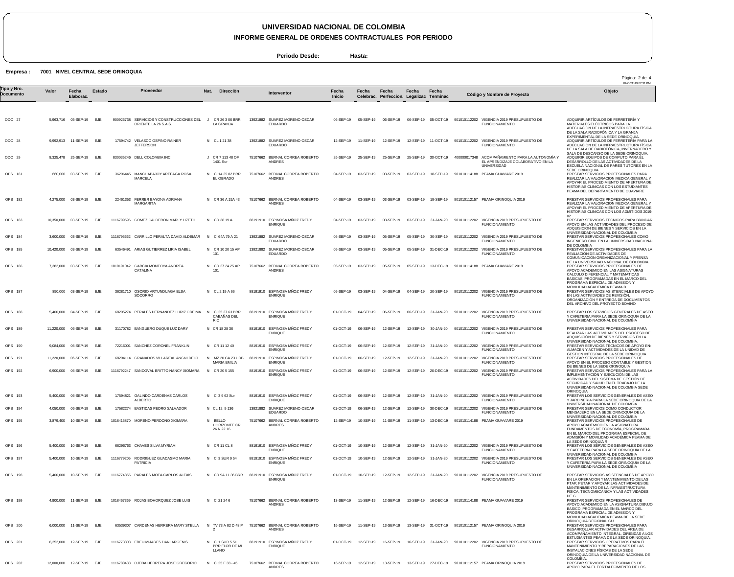# UNIVERSIDAD NACIONAL DE COLOMBIA

## INFORME GENERAL DE ORDENES CONTRACTUALES POR PERIODO

**Periodo Desde:** **Hasta:**

**Empresa :** **7001 NIVEL CENTRAL SEDE ORINOQUIA**

04-OCT-19 02:31 PM

| Tipo y Nro. Documento | Valor | Fecha Elaborac. | Estado | Proveedor | Nat. | Dirección | Interventor | Fecha Inicio | Fecha Celebrac. | Fecha Perfeccion. | Fecha Legalizac | Fecha Terminac. | Còdigo y Nombre de Proyecto | Objeto |
|---|---|---|---|---|---|---|---|---|---|---|---|---|---|---|
| ODC 27 | 5,963,716 | 05-SEP-19 | EJE | 900926738 SERVICIOS Y CONSTRUCCIONES DEL ORIENTE LA 26 S.A.S. | J | CR 26 3 06 BRR LA GRANJA | 13921882 SUAREZ MORENO OSCAR EDUARDO | 06-SEP-19 | 05-SEP-19 | 06-SEP-19 | 06-SEP-19 | 05-OCT-19 | 901010112202 VIGENCIA 2019 PRESUPUESTO DE FUNCIONAMIENTO | ADQUIRIR ARTÍCULOS DE FERRETERÍA Y MATERIALES ELÉCTRICOS PARA LA ADECUACIÓN DE LA INFRAESTRUCTURA FÍSICA DE LA SALA RADIOFÓNICA Y LA GRANJA EXPERIMENTAL DE LA SEDE ORINOQUIA. |
| ODC 28 | 9,992,913 | 11-SEP-19 | EJE | 17594742 VELASCO OSPINO RAINER JEFFERSON | N | CL 1 21 38 | 13921882 SUAREZ MORENO OSCAR EDUARDO | 12-SEP-19 | 11-SEP-19 | 12-SEP-19 | 12-SEP-19 | 11-OCT-19 | 901010112202 VIGENCIA 2019 PRESUPUESTO DE FUNCIONAMIENTO | ADQUIRIR ARTÍCULOS DE FERRETERÍA PARA LA ADECUACIÓN DE LA INFRAESTRUCTURA FÍSICA DE LA SALA DE RADIOFÓNICA, INVERNADERO Y SALA DE DESCANSO DE LA SEDE ORINOQUIA. |
| ODC 29 | 8,325,478 | 25-SEP-19 | EJE | 830035246 DELL COLOMBIA INC | J | CR 7 113 48 OF 1401 Sur | 75107662 BERNAL CORREA ROBERTO ANDRES | 26-SEP-19 | 25-SEP-19 | 25-SEP-19 | 25-SEP-19 | 30-OCT-19 | 400000017348 ACOMPAÑAMIENTO PARA LA AUTONOMÍA Y EL APRENDIZAJE COLABORATIVO EN LA UNIVERSIDAD | ADQUIRIR EQUIPOS DE COMPUTO PARA EL DESARROLLO DE LAS ACTIVIDADES DE LA ESCUELA NACIONAL DE PARES TUTORES EN LA SEDE ORINOQUIA |
| OPS 181 | 660,000 | 03-SEP-19 | EJE | 36296445 MANCHABAJOY ARTEAGA ROSA MARCELA | N | Cl 14 25 82 BRR EL OBRADO | 75107662 BERNAL CORREA ROBERTO ANDRES | 04-SEP-19 | 03-SEP-19 | 03-SEP-19 | 03-SEP-19 | 18-SEP-19 | 901010114188 PEAMA GUAVIARE 2019 | PRESTAR SERVICIOS PROFESIONALES PARA REALIZAR LA VALORACION MEDICA GENERAL Y APOYAR EL PROCEDIMIENTO DE APERTURA DE HISTORIAS CLINICAS CON LOS ESTUDIANTES PEAMA DEL DEPARTAMENTO DE GUAVIARE |
| OPS 182 | 4,275,000 | 03-SEP-19 | EJE | 22461353 FERRER BAYONA ADRIANA MARGARITA | N | CR 36 A 15A 43 | 75107662 BERNAL CORREA ROBERTO ANDRES | 04-SEP-19 | 03-SEP-19 | 03-SEP-19 | 03-SEP-19 | 18-SEP-19 | 901010112157 PEAMA ORINOQUIA 2019 | PRESTAR SERVICIOS PROFESIONALES PARA REALIZAR LA VALORACION MEDICA GENERAL Y APOYAR EL PROCEDIMIENTO DE APERTURA DE HISTORIAS CLINICAS CON LOS ADMITIDOS 2019-02 |
| OPS 183 | 10,350,000 | 03-SEP-19 | EJE | 1116799596 GOMEZ CALDERON MARLY LIZETH | N | CR 38 19 A | 88191910 ESPINOSA MÑOZ FREDY ENRIQUE | 04-SEP-19 | 03-SEP-19 | 03-SEP-19 | 03-SEP-19 | 31-JAN-20 | 901010112202 VIGENCIA 2019 PRESUPUESTO DE FUNCIONAMIENTO | PRESTAR SERVICIOS TECNICOS PARA BRINDAR APOYO EN LAS ACTIVIDADES DEL PROCESO DE ADQUISICION DE BIENES Y SERVICIOS EN LA UNIVERSIDAD NACIONAL DE COLOMBIA |
| OPS 184 | 3,600,000 | 03-SEP-19 | EJE | 1116795662 CARRILLO PERALTA DAVID ALDEMAR | N | Cl 64A 79 A 21 | 13921882 SUAREZ MORENO OSCAR EDUARDO | 05-SEP-19 | 03-SEP-19 | 05-SEP-19 | 05-SEP-19 | 30-SEP-19 | 901010112202 VIGENCIA 2019 PRESUPUESTO DE FUNCIONAMIENTO | PRESTAR SERVICIOS PROFESIONALES COMO INGENIERO CIVIL EN LA UNIVERSIDAD NACIONAL DE COLOMBIA |
| OPS 185 | 10,420,000 | 03-SEP-19 | EJE | 63546491 ARIAS GUTIERREZ LIRIA ISABEL | N | CR 10 20 15 AP 101 | 13921882 SUAREZ MORENO OSCAR EDUARDO | 05-SEP-19 | 03-SEP-19 | 05-SEP-19 | 05-SEP-19 | 31-DEC-19 | 901010112202 VIGENCIA 2019 PRESUPUESTO DE FUNCIONAMIENTO | PRESTAR SERVICIOS PROFESIONALES PARA LA REALIACIÓN DE ACTIVIDADES DE COMUNICACIÓN ORGANIZACIONAL Y PRENSA DE LA UNIVERSIDAD NACIONAL DE COLOMBIA. |
| OPS 186 | 7,382,000 | 03-SEP-19 | EJE | 1010191042 GARCIA MONTOYA ANDREA CATALINA | N | CR 27 24 25 AP 101 | 75107662 BERNAL CORREA ROBERTO ANDRES | 05-SEP-19 | 03-SEP-19 | 05-SEP-19 | 05-SEP-19 | 13-DEC-19 | 901010114188 PEAMA GUAVIARE 2019 | PRESTAR SERVICIOS PROFESIONALES DE APOYO ACADEMICO EN LAS ASIGNATURAS CALCULO DIFERENCIAL Y MATEMATICAS BASICAS, PROGRAMADAS EN EL MARCO DEL PROGRAMA ESPECIAL DE ADMISION Y MOVILIDAD ACADEMICA PEAMA D |
| OPS 187 | 850,000 | 03-SEP-19 | EJE | 36281710 OSORIO ARTUNDUAGA ELSA SOCORRO | N | CL 2 19 A 66 | 88191910 ESPINOSA MÑOZ FREDY ENRIQUE | 05-SEP-19 | 03-SEP-19 | 04-SEP-19 | 04-SEP-19 | 20-SEP-19 | 901010112202 VIGENCIA 2019 PRESUPUESTO DE FUNCIONAMIENTO | PRESTAR SERVICIOS ASISTENCIALES DE APOYO EN LAS ACTIVIDADES DE REVISIÓN, ORGANIZACIÓN Y ENTREGA DE DOCUMENTOS DEL ARCHIVO DEL PROYECTO BOVINO |
| OPS 188 | 5,400,000 | 04-SEP-19 | EJE | 68295274 PERALES HERNANDEZ LURIZ OREIMA | N | Cl 25 27 63 BRR CABAÑAS DEL RIO | 88191910 ESPINOSA MÑOZ FREDY ENRIQUE | 01-OCT-19 | 04-SEP-19 | 06-SEP-19 | 06-SEP-19 | 31-JAN-20 | 901010112202 VIGENCIA 2019 PRESUPUESTO DE FUNCIONAMIENTO | PRESTAR LOS SERVICIOS GENERALES DE ASEO Y CAFETERIA PARA LA SEDE ORINOQUIA DE LA UNIVERSIDAD NACIONAL DE COLOMBIA |
| OPS 189 | 11,220,000 | 06-SEP-19 | EJE | 31170782 BANGUERO DUQUE LUZ DARY | N | CR 18 28 36 | 88191910 ESPINOSA MÑOZ FREDY ENRIQUE | 01-OCT-19 | 06-SEP-19 | 12-SEP-19 | 12-SEP-19 | 30-JAN-20 | 901010112202 VIGENCIA 2019 PRESUPUESTO DE FUNCIONAMIENTO | PRESTAR SERVICIOS PROFESIONALES PARA REALIZAR LAS ACTIVIDADES DEL PROCESO DE ADQUISICIÓN DE BIENES Y SERVICIOS EN LA UNIVERSIDAD NACIONAL DE COLOMBIA. |
| OPS 190 | 9,084,000 | 06-SEP-19 | EJE | 72216001 SANCHEZ CORONEL FRANKLIN | N | CR 11 12 40 | 88191910 ESPINOSA MÑOZ FREDY ENRIQUE | 01-OCT-19 | 06-SEP-19 | 12-SEP-19 | 12-SEP-19 | 31-JAN-20 | 901010112202 VIGENCIA 2019 PRESUPUESTO DE FUNCIONAMIENTO | PRESTAR SERVICIOS TECNICOS DE APOYO EN: ALMACEN Y ACTIVIDADES DE LA UNIDAD DE GESTION INTEGRAL DE LA SEDE ORINOQUIA |
| OPS 191 | 11,220,000 | 06-SEP-19 | EJE | 68294114 GRANADOS VILLAREAL ANGNI DEICI | N | MZ 20 CA 23 URB MARIA EMILIA | 88191910 ESPINOSA MÑOZ FREDY ENRIQUE | 01-OCT-19 | 06-SEP-19 | 12-SEP-19 | 12-SEP-19 | 31-JAN-20 | 901010112202 VIGENCIA 2019 PRESUPUESTO DE FUNCIONAMIENTO | PRESTAR SERVICIOS PROFESIONALES DE APOYO EN EL PROCESO CONTABLE Y GESTION DE BIENES DE LA SEDE ORINOQUIA |
| OPS 192 | 6,900,000 | 06-SEP-19 | EJE | 1116792247 SANDOVAL BRITTO NANCY XIOMARA | N | CR 20 5 155 | 88191910 ESPINOSA MÑOZ FREDY ENRIQUE | 01-OCT-19 | 06-SEP-19 | 12-SEP-19 | 12-SEP-19 | 20-DEC-19 | 901010112202 VIGENCIA 2019 PRESUPUESTO DE FUNCIONAMIENTO | PRESTAR SERVICIOS PROFESIONALES PARA LA IMPLEMENTACIÓN Y EJECUCIÓN DE LAS ACTIVIDADES DEL SISTEMA DE GESTIÓN DE SEGURIDAD Y SALUD EN EL TRABAJO DE LA UNIVERSIDAD NACIONAL DE COLOMBIA SEDE ORINOQUIA |
| OPS 193 | 5,400,000 | 06-SEP-19 | EJE | 17594821 GALINDO CARDENAS CARLOS ALBERTO | N | Cl 3 9 62 Sur | 88191910 ESPINOSA MÑOZ FREDY ENRIQUE | 01-OCT-19 | 06-SEP-19 | 12-SEP-19 | 12-SEP-19 | 31-JAN-20 | 901010112202 VIGENCIA 2019 PRESUPUESTO DE FUNCIONAMIENTO | PRESTAR LOS SERVICIOS GENERALES DE ASEO Y JARDINERIA PARA LA SEDE ORINOQUIA DE LA UNIVERSIDAD NACIONAL DE COLOMBIA |
| OPS 194 | 4,050,000 | 06-SEP-19 | EJE | 17582274 BASTIDAS PEDRO SALVADOR | N | CL 12 9 136 | 13921882 SUAREZ MORENO OSCAR EDUARDO | 01-OCT-19 | 06-SEP-19 | 12-SEP-19 | 12-SEP-19 | 30-DEC-19 | 901010112202 VIGENCIA 2019 PRESUPUESTO DE FUNCIONAMIENTO | PRESTAR SERVICIOS COMO CONDUCTOR MENSAJERO EN LA SEDE ORINOQUIA DE LA UNIVERSIDAD NACIONAL DE COLOMBIA |
| OPS 195 | 3,879,400 | 10-SEP-19 | EJE | 1018415870 MORENO PERDONO XIOMARA | N | BELLO HORIZONTE CR 26 N 22 16 | 75107662 BERNAL CORREA ROBERTO ANDRES | 12-SEP-19 | 10-SEP-19 | 11-SEP-19 | 11-SEP-19 | 13-DEC-19 | 901010114188 PEAMA GUAVIARE 2019 | PRESTAR SERVICIOS PROFESIONALES DE APOYO ACADÉMICO EN LA ASIGNATURA FUNDAMENTOS DE ECONOMIA, PROGRAMADA EN EL MARCO DEL PROGRAMA ESPECIAL DE ADMISION Y MOVILIDAD ACADÉMICA PEAMA DE LA SEDE ORINOQUIA R |
| OPS 196 | 5,400,000 | 10-SEP-19 | EJE | 68296763 CHAVES SILVA MYRIAM | N | CR 11 CL 8 | 88191910 ESPINOSA MÑOZ FREDY ENRIQUE | 01-OCT-19 | 10-SEP-19 | 12-SEP-19 | 12-SEP-19 | 31-JAN-20 | 901010112202 VIGENCIA 2019 PRESUPUESTO DE FUNCIONAMIENTO | PRESTAR LOS SERVICIOS GENERALES DE ASEO Y CAFETERIA PARA LA SEDE ORINOQUIA DE LA UNIVERSIDAD NACIONAL DE COLOMBIA |
| OPS 197 | 5,400,000 | 10-SEP-19 | EJE | 1116779205 RODRIGUEZ GUADASMO MARIA PATRICIA | N | Cl 3 SUR 9 54 | 88191910 ESPINOSA MÑOZ FREDY ENRIQUE | 01-OCT-19 | 10-SEP-19 | 12-SEP-19 | 12-SEP-19 | 31-JAN-20 | 901010112202 VIGENCIA 2019 PRESUPUESTO DE FUNCIONAMIENTO | PRESTAR LOS SERVICIOS GENERALES DE ASEO Y CAFETERIA PARA LA SEDE ORINOQUIA DE LA UNIVERSIDAD NACIONAL DE COLOMBIA |
| OPS 198 | 5,400,000 | 10-SEP-19 | EJE | 1116774855 PARALES MOTA CARLOS ALEXIS | N | CR 9A 11 36 BRR | 88191910 ESPINOSA MÑOZ FREDY ENRIQUE | 01-OCT-19 | 10-SEP-19 | 12-SEP-19 | 12-SEP-19 | 31-JAN-20 | 901010112202 VIGENCIA 2019 PRESUPUESTO DE FUNCIONAMIENTO | PRESTAR SERVICIOS ASISTENCIALES DE APOYO EN LA OPERACION Y MANTENIMIENTO DE LAS PTAP, PETAR Y APOYAR LAS ACTIVIDADES DE MANTENIMIENTO DE LA INFRAESTRUCTURA FISICA, TECNOMECANICA Y LAS ACTIVIDADES DE G |
| OPS 199 | 4,900,000 | 11-SEP-19 | EJE | 1018467369 ROJAS BOHORQUEZ JOSE LUIS | N | Cl 21 24 6 | 75107662 BERNAL CORREA ROBERTO ANDRES | 13-SEP-19 | 11-SEP-19 | 12-SEP-19 | 12-SEP-19 | 16-DEC-19 | 901010114188 PEAMA GUAVIARE 2019 | PRESTAR SERVICIOS PROFESIONALES DE APOYO ACADEMICO EN LA ASIGNATURA DIBUJO BASICO, PROGRAMADA EN EL MARCO DEL PROGRAMA ESPECIAL DE ADMISION Y MOVILIDAD ACADEMICA PEAMA DE LA SEDE ORINOQUIA REGIONAL GU |
| OPS 200 | 6,000,000 | 11-SEP-19 | EJE | 63539307 CARDENAS HERRERA MARY STELLA | N | TV 73 A 82 D 48 P 2 | 75107662 BERNAL CORREA ROBERTO ANDRES | 16-SEP-19 | 11-SEP-19 | 13-SEP-19 | 13-SEP-19 | 31-OCT-19 | 901010112157 PEAMA ORINOQUIA 2019 | PRESTAR SERVICIOS PROFESIONALES PARA DESARROLLAR ACTIVIDADES DEL ÁREA DE ACOMPAÑAMIENTO INTEGRAL, DIRIGIDAS A LOS ESTUDIANTES PEAMA DE LA SEDE ORINOQUIA. |
| OPS 201 | 6,252,000 | 12-SEP-19 | EJE | 1116773803 EREU MIJARES DANI ARGENIS | N | Cl 1 SUR 5 51 BRR FLOR DE MI LLANO | 88191910 ESPINOSA MÑOZ FREDY ENRIQUE | 01-OCT-19 | 12-SEP-19 | 16-SEP-19 | 16-SEP-19 | 31-JAN-20 | 901010112202 VIGENCIA 2019 PRESUPUESTO DE FUNCIONAMIENTO | PRESTAR SERVICIOS OPERATIVOS PARA EL MANTENIMIENTO Y REPARACIONES DE LAS INSTALACIONES FÍSICAS DE LA SEDE ORINOQUIA DE LA UNIVERSIDAD NACIONAL DE COLOMBIA. |
| OPS 202 | 12,000,000 | 12-SEP-19 | EJE | 1116788483 OJEDA HERRERA JOSE GREGORIO | N | Cl 25 F 33 - 45 | 75107662 BERNAL CORREA ROBERTO ANDRES | 16-SEP-19 | 12-SEP-19 | 13-SEP-19 | 13-SEP-19 | 27-DEC-19 | 901010112157 PEAMA ORINOQUIA 2019 | PRESTAR SERVICIOS PROFESIONALES DE APOYO PARA EL FORTALECIMIENTO DE LOS |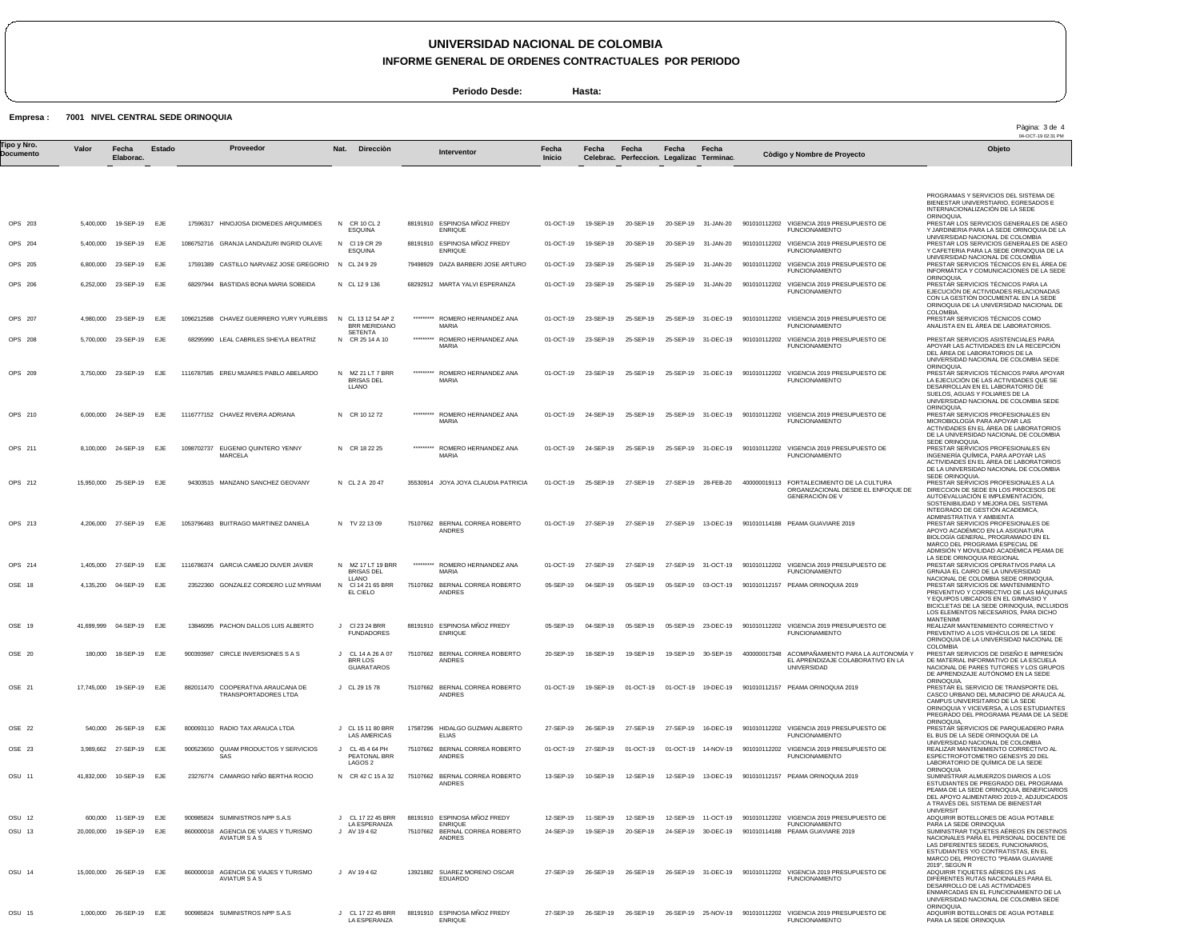# UNIVERSIDAD NACIONAL DE COLOMBIA

## INFORME GENERAL DE ORDENES CONTRACTUALES POR PERIODO

**Periodo Desde:** **Hasta:**

**Empresa :** **7001 NIVEL CENTRAL SEDE ORINOQUIA**

04-OCT-19 02:31 PM

| Tipo y Nro. Documento | Valor | Fecha Elaborac. | Estado | Proveedor | Nat. | Direcciòn | Interventor | Fecha Inicio | Fecha Celebrac. | Fecha Perfeccion. | Fecha Legalizac | Fecha Terminac. | Còdigo y Nombre de Proyecto | Objeto |
|---|---|---|---|---|---|---|---|---|---|---|---|---|---|---|
| | | | | | | | | | | | | | | PROGRAMAS Y SERVICIOS DEL SISTEMA DE BIENESTAR UNIVERSITARIO, EGRESADOS E INTERNACIONALIZACIÓN DE LA SEDE ORINOQUIA. |
| OPS 203 | 5,400,000 | 19-SEP-19 | EJE | 17596317 HINOJOSA DIOMEDES ARQUIMIDES | N | CR 10 CL 2 ESQUINA | 88191910 ESPINOSA MÑOZ FREDY ENRIQUE | 01-OCT-19 | 19-SEP-19 | 20-SEP-19 | 20-SEP-19 | 31-JAN-20 | 901010112202 VIGENCIA 2019 PRESUPUESTO DE FUNCIONAMIENTO | PRESTAR LOS SERVICIOS GENERALES DE ASEO Y JARDINERIA PARA LA SEDE ORINOQUIA DE LA UNIVERSIDAD NACIONAL DE COLOMBIA |
| OPS 204 | 5,400,000 | 19-SEP-19 | EJE | 1086752716 GRANJA LANDAZURI INGRID OLAVE | N | Cl 19 CR 29 ESQUINA | 88191910 ESPINOSA MÑOZ FREDY ENRIQUE | 01-OCT-19 | 19-SEP-19 | 20-SEP-19 | 20-SEP-19 | 31-JAN-20 | 901010112202 VIGENCIA 2019 PRESUPUESTO DE FUNCIONAMIENTO | PRESTAR LOS SERVICIOS GENERALES DE ASEO Y CAFETERIA PARA LA SEDE ORINOQUIA DE LA UNIVERSIDAD NACIONAL DE COLOMBIA |
| OPS 205 | 6,800,000 | 23-SEP-19 | EJE | 17591389 CASTILLO NARVAEZ JOSE GREGORIO | N | CL 24 9 29 | 79498929 DAZA BARBERI JOSE ARTURO | 01-OCT-19 | 23-SEP-19 | 25-SEP-19 | 25-SEP-19 | 31-JAN-20 | 901010112202 VIGENCIA 2019 PRESUPUESTO DE FUNCIONAMIENTO | PRESTAR SERVICIOS TÉCNICOS EN EL ÁREA DE INFORMÁTICA Y COMUNICACIONES DE LA SEDE ORINOQUIA. |
| OPS 206 | 6,252,000 | 23-SEP-19 | EJE | 68297944 BASTIDAS BONA MARIA SOBEIDA | N | CL 12 9 136 | 68292912 MARTA YALVI ESPERANZA | 01-OCT-19 | 23-SEP-19 | 25-SEP-19 | 25-SEP-19 | 31-JAN-20 | 901010112202 VIGENCIA 2019 PRESUPUESTO DE FUNCIONAMIENTO | PRESTAR SERVICIOS TÉCNICOS PARA LA EJECUCIÓN DE ACTIVIDADES RELACIONADAS CON LA GESTIÓN DOCUMENTAL EN LA SEDE ORINOQUIA DE LA UNIVERSIDAD NACIONAL DE COLOMBIA. |
| OPS 207 | 4,980,000 | 23-SEP-19 | EJE | 1096212588 CHAVEZ GUERRERO YURY YURLEBIS | N | CL 13 12 54 AP 2 BRR MERIDIANO SETENTA | ********* ROMERO HERNANDEZ ANA MARIA | 01-OCT-19 | 23-SEP-19 | 25-SEP-19 | 25-SEP-19 | 31-DEC-19 | 901010112202 VIGENCIA 2019 PRESUPUESTO DE FUNCIONAMIENTO | PRESTAR SERVICIOS TÉCNICOS COMO ANALISTA EN EL ÁREA DE LABORATORIOS. |
| OPS 208 | 5,700,000 | 23-SEP-19 | EJE | 68295990 LEAL CABRILES SHEYLA BEATRIZ | N | CR 25 14 A 10 | ********* ROMERO HERNANDEZ ANA MARIA | 01-OCT-19 | 23-SEP-19 | 25-SEP-19 | 25-SEP-19 | 31-DEC-19 | 901010112202 VIGENCIA 2019 PRESUPUESTO DE FUNCIONAMIENTO | PRESTAR SERVICIOS ASISTENCIALES PARA APOYAR LAS ACTIVIDADES EN LA RECEPCIÓN DEL ÁREA DE LABORATORIOS DE LA UNIVERSIDAD NACIONAL DE COLOMBIA SEDE ORINOQUIA. |
| OPS 209 | 3,750,000 | 23-SEP-19 | EJE | 1116787585 EREU MIJARES PABLO ABELARDO | N | MZ 21 LT 7 BRR BRISAS DEL LLANO | ********* ROMERO HERNANDEZ ANA MARIA | 01-OCT-19 | 23-SEP-19 | 25-SEP-19 | 25-SEP-19 | 31-DEC-19 | 901010112202 VIGENCIA 2019 PRESUPUESTO DE FUNCIONAMIENTO | PRESTAR SERVICIOS TÉCNICOS PARA APOYAR LA EJECUCIÓN DE LAS ACTIVIDADES QUE SE DESARROLLAN EN EL LABORATORIO DE SUELOS, AGUAS Y FOLIARES DE LA UNIVERSIDAD NACIONAL DE COLOMBIA SEDE ORINOQUIA. |
| OPS 210 | 6,000,000 | 24-SEP-19 | EJE | 1116777152 CHAVEZ RIVERA ADRIANA | N | CR 10 12 72 | ********* ROMERO HERNANDEZ ANA MARIA | 01-OCT-19 | 24-SEP-19 | 25-SEP-19 | 25-SEP-19 | 31-DEC-19 | 901010112202 VIGENCIA 2019 PRESUPUESTO DE FUNCIONAMIENTO | PRESTAR SERVICIOS PROFESIONALES EN MICROBIOLOGÍA PARA APOYAR LAS ACTIVIDADES EN EL ÁREA DE LABORATORIOS DE LA UNIVERSIDAD NACIONAL DE COLOMBIA SEDE ORINOQUIA. |
| OPS 211 | 8,100,000 | 24-SEP-19 | EJE | 1098702737 EUGENIO QUINTERO YENNY MARCELA | N | CR 18 22 25 | ********* ROMERO HERNANDEZ ANA MARIA | 01-OCT-19 | 24-SEP-19 | 25-SEP-19 | 25-SEP-19 | 31-DEC-19 | 901010112202 VIGENCIA 2019 PRESUPUESTO DE FUNCIONAMIENTO | PRESTAR SERVICIOS PROFESIONALES EN INGENIERÍA QUÍMICA, PARA APOYAR LAS ACTIVIDADES EN EL ÁREA DE LABORATORIOS DE LA UNIVERSIDAD NACIONAL DE COLOMBIA SEDE ORINOQUIA. |
| OPS 212 | 15,950,000 | 25-SEP-19 | EJE | 94303515 MANZANO SANCHEZ GEOVANY | N | CL 2 A 20 47 | 35530914 JOYA JOYA CLAUDIA PATRICIA | 01-OCT-19 | 25-SEP-19 | 27-SEP-19 | 27-SEP-19 | 28-FEB-20 | 400000019113 FORTALECIMIENTO DE LA CULTURA ORGANIZACIONAL DESDE EL ENFOQUE DE GENERACIÓN DE V | PRESTAR SERVICIOS PROFESIONALES A LA DIRECCION DE SEDE EN LOS PROCESOS DE AUTOEVALUACIÓN E IMPLEMENTACIÓN, SOSTENIBILIDAD Y MEJORA DEL SISTEMA INTEGRADO DE GESTIÓN ACADEMICA, ADMINISTRATIVA Y AMBIENTA |
| OPS 213 | 4,206,000 | 27-SEP-19 | EJE | 1053796483 BUITRAGO MARTINEZ DANIELA | N | TV 22 13 09 | 75107662 BERNAL CORREA ROBERTO ANDRES | 01-OCT-19 | 27-SEP-19 | 27-SEP-19 | 27-SEP-19 | 13-DEC-19 | 901010114188 PEAMA GUAVIARE 2019 | PRESTAR SERVICIOS PROFESIONALES DE APOYO ACADÉMICO EN LA ASIGNATURA BIOLOGÍA GENERAL, PROGRAMADO EN EL MARCO DEL PROGRAMA ESPECIAL DE ADMISIÓN Y MOVILIDAD ACADÉMICA PEAMA DE LA SEDE ORINOQUIA REGIONAL |
| OPS 214 | 1,405,000 | 27-SEP-19 | EJE | 1116786374 GARCIA CAMEJO DUVER JAVIER | N | MZ 17 LT 19 BRR BRISAS DEL LLANO | ********* ROMERO HERNANDEZ ANA MARIA | 01-OCT-19 | 27-SEP-19 | 27-SEP-19 | 27-SEP-19 | 31-OCT-19 | 901010112202 VIGENCIA 2019 PRESUPUESTO DE FUNCIONAMIENTO | PRESTAR SERVICIOS OPERATIVOS PARA LA GRNAJA EL CAIRO DE LA UNIVERSIDAD NACIONAL DE COLOMBIA SEDE ORINOQUIA. |
| OSE 18 | 4,135,200 | 04-SEP-19 | EJE | 23522360 GONZALEZ CORDERO LUZ MYRIAM | N | Cl 14 21 65 BRR EL CIELO | 75107662 BERNAL CORREA ROBERTO ANDRES | 05-SEP-19 | 04-SEP-19 | 05-SEP-19 | 05-SEP-19 | 03-OCT-19 | 901010112157 PEAMA ORINOQUIA 2019 | PRESTAR SERVICIOS DE MANTENIMIENTO PREVENTIVO Y CORRECTIVO DE LAS MÁQUINAS Y EQUIPOS UBICADOS EN EL GIMNASIO Y BICICLETAS DE LA SEDE ORINOQUIA, INCLUIDOS LOS ELEMENTOS NECESARIOS, PARA DICHO MANTENIMI |
| OSE 19 | 41,699,999 | 04-SEP-19 | EJE | 13846095 PACHON DALLOS LUIS ALBERTO | J | Cl 23 24 BRR FUNDADORES | 88191910 ESPINOSA MÑOZ FREDY ENRIQUE | 05-SEP-19 | 04-SEP-19 | 05-SEP-19 | 05-SEP-19 | 23-DEC-19 | 901010112202 VIGENCIA 2019 PRESUPUESTO DE FUNCIONAMIENTO | REALIZAR MANTENIMIENTO CORRECTIVO Y PREVENTIVO A LOS VEHÍCULOS DE LA SEDE ORINOQUIA DE LA UNIVERSIDAD NACIONAL DE COLOMBIA |
| OSE 20 | 180,000 | 18-SEP-19 | EJE | 900393987 CIRCLE INVERSIONES S A S | J | CL 14 A 26 A 07 BRR LOS GUARATAROS | 75107662 BERNAL CORREA ROBERTO ANDRES | 20-SEP-19 | 18-SEP-19 | 19-SEP-19 | 19-SEP-19 | 30-SEP-19 | 400000017348 ACOMPAÑAMIENTO PARA LA AUTONOMÍA Y EL APRENDIZAJE COLABORATIVO EN LA UNIVERSIDAD | PRESTAR SERVICIOS DE DISEÑO E IMPRESIÓN DE MATERIAL INFORMATIVO DE LA ESCUELA NACIONAL DE PARES TUTORES Y LOS GRUPOS DE APRENDIZAJE AUTÓNOMO EN LA SEDE ORINOQUIA. |
| OSE 21 | 17,745,000 | 19-SEP-19 | EJE | 882011470 COOPERATIVA ARAUCANA DE TRANSPORTADORES LTDA | J | CL 29 15 78 | 75107662 BERNAL CORREA ROBERTO ANDRES | 01-OCT-19 | 19-SEP-19 | 01-OCT-19 | 01-OCT-19 | 19-DEC-19 | 901010112157 PEAMA ORINOQUIA 2019 | PRESTAR EL SERVICIO DE TRANSPORTE DEL CASCO URBANO DEL MUNICIPIO DE ARAUCA AL CAMPUS UNIVERSITARIO DE LA SEDE ORINOQUIA Y VICEVERSA, A LOS ESTUDIANTES PREGRADO DEL PROGRAMA PEAMA DE LA SEDE ORINOQUIA, |
| OSE 22 | 540,000 | 26-SEP-19 | EJE | 800093110 RADIO TAX ARAUCA LTDA | J | CL 15 11 80 BRR LAS AMERICAS | 17587296 HIDALGO GUZMAN ALBERTO ELIAS | 27-SEP-19 | 26-SEP-19 | 27-SEP-19 | 27-SEP-19 | 16-DEC-19 | 901010112202 VIGENCIA 2019 PRESUPUESTO DE FUNCIONAMIENTO | PRESTAR SERVICIOS DE PARQUEADERO PARA EL BUS DE LA SEDE ORINOQUIA DE LA UNIVERSIDAD NACIONAL DE COLOMBIA |
| OSE 23 | 3,989,662 | 27-SEP-19 | EJE | 900523650 QUIAM PRODUCTOS Y SERVICIOS SAS | J | CL 45 4 64 PH PEATONAL BRR LAGOS 2 | 75107662 BERNAL CORREA ROBERTO ANDRES | 01-OCT-19 | 27-SEP-19 | 01-OCT-19 | 01-OCT-19 | 14-NOV-19 | 901010112202 VIGENCIA 2019 PRESUPUESTO DE FUNCIONAMIENTO | REALIZAR MANTENIMIENTO CORRECTIVO AL ESPECTROFOTOMETRO GENESYS 20 DEL LABORATORIO DE QUÍMICA DE LA SEDE ORINOQUIA |
| OSU 11 | 41,832,000 | 10-SEP-19 | EJE | 23276774 CAMARGO NIÑO BERTHA ROCIO | N | CR 42 C 15 A 32 | 75107662 BERNAL CORREA ROBERTO ANDRES | 13-SEP-19 | 10-SEP-19 | 12-SEP-19 | 12-SEP-19 | 13-DEC-19 | 901010112157 PEAMA ORINOQUIA 2019 | SUMINISTRAR ALMUERZOS DIARIOS A LOS ESTUDIANTES DE PREGRADO DEL PROGRAMA PEAMA DE LA SEDE ORINOQUIA, BENEFICIARIOS DEL APOYO ALIMENTARIO 2019-2, ADJUDICADOS A TRAVÉS DEL SISTEMA DE BIENESTAR UNIVERSIT |
| OSU 12 | 600,000 | 11-SEP-19 | EJE | 900985824 SUMINISTROS NPP S.A.S | J | CL 17 22 45 BRR LA ESPERANZA | 88191910 ESPINOSA MÑOZ FREDY ENRIQUE | 12-SEP-19 | 11-SEP-19 | 12-SEP-19 | 12-SEP-19 | 11-OCT-19 | 901010112202 VIGENCIA 2019 PRESUPUESTO DE FUNCIONAMIENTO | ADQUIRIR BOTELLONES DE AGUA POTABLE PARA LA SEDE ORINOQUIA |
| OSU 13 | 20,000,000 | 19-SEP-19 | EJE | 860000018 AGENCIA DE VIAJES Y TURISMO AVIATUR S A S | J | AV 19 4 62 | 75107662 BERNAL CORREA ROBERTO ANDRES | 24-SEP-19 | 19-SEP-19 | 20-SEP-19 | 24-SEP-19 | 30-DEC-19 | 901010114188 PEAMA GUAVIARE 2019 | SUMINISTRAR TIQUETES AÉREOS EN DESTINOS NACIONALES PARA EL PERSONAL DOCENTE DE LAS DIFERENTES SEDES, FUNCIONARIOS, ESTUDIANTES Y/O CONTRATISTAS, EN EL MARCO DEL PROYECTO "PEAMA GUAVIARE 2019", SEGÚN R |
| OSU 14 | 15,000,000 | 26-SEP-19 | EJE | 860000018 AGENCIA DE VIAJES Y TURISMO AVIATUR S A S | J | AV 19 4 62 | 13921882 SUAREZ MORENO OSCAR EDUARDO | 27-SEP-19 | 26-SEP-19 | 26-SEP-19 | 26-SEP-19 | 31-DEC-19 | 901010112202 VIGENCIA 2019 PRESUPUESTO DE FUNCIONAMIENTO | ADQUIRIR TIQUETES AÉREOS EN LAS DIFERENTES RUTAS NACIONALES PARA EL DESARROLLO DE LAS ACTIVIDADES ENMARCADAS EN EL FUNCIONAMIENTO DE LA UNIVERSIDAD NACIONAL DE COLOMBIA SEDE ORINOQUIA. |
| OSU 15 | 1,000,000 | 26-SEP-19 | EJE | 900985824 SUMINISTROS NPP S.A.S | J | CL 17 22 45 BRR LA ESPERANZA | 88191910 ESPINOSA MÑOZ FREDY ENRIQUE | 27-SEP-19 | 26-SEP-19 | 26-SEP-19 | 26-SEP-19 | 25-NOV-19 | 901010112202 VIGENCIA 2019 PRESUPUESTO DE FUNCIONAMIENTO | ADQUIRIR BOTELLONES DE AGUA POTABLE PARA LA SEDE ORINOQUIA |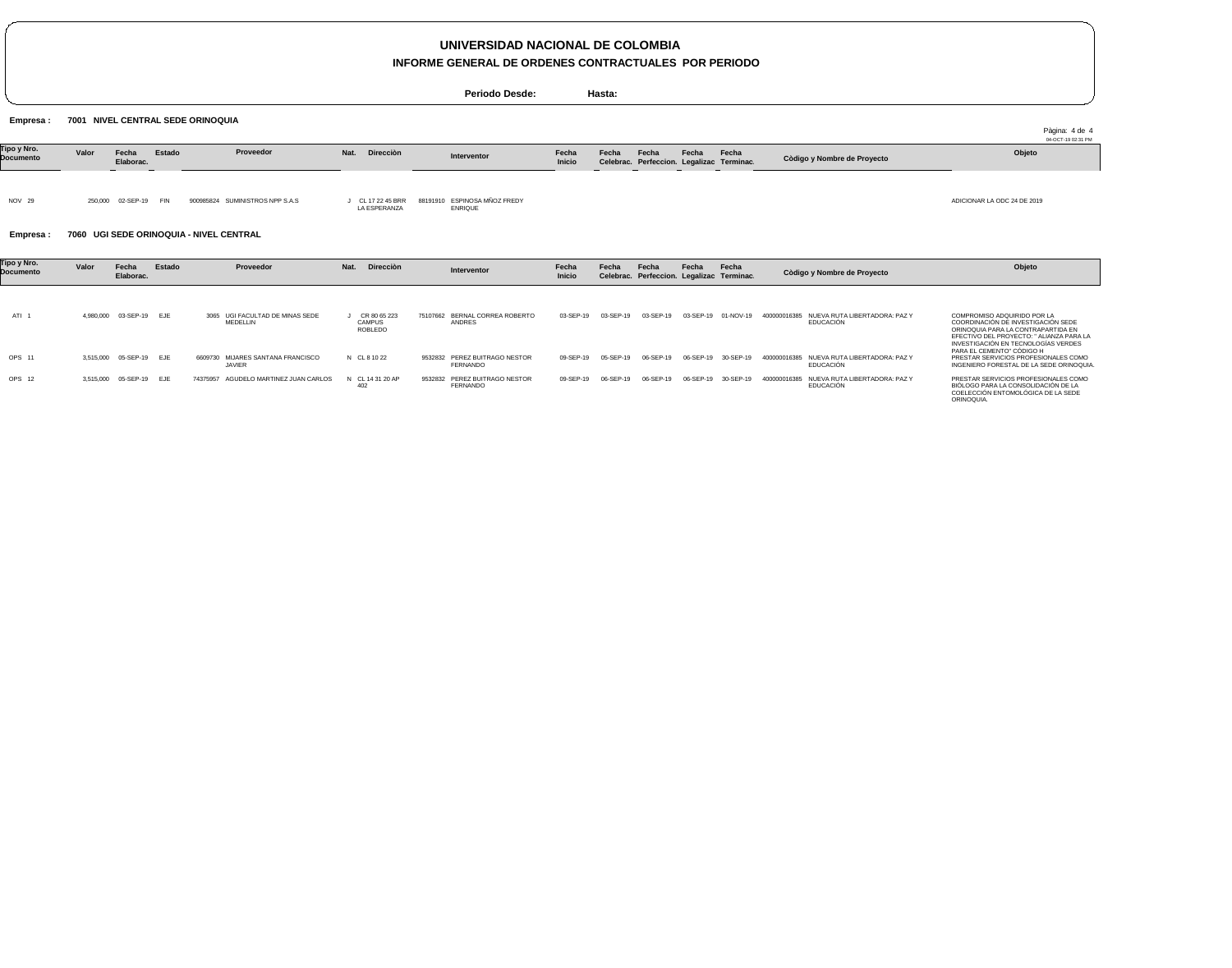# UNIVERSIDAD NACIONAL DE COLOMBIA

## INFORME GENERAL DE ORDENES CONTRACTUALES POR PERIODO

**Periodo Desde:** **Hasta:**

**Empresa : 7001 NIVEL CENTRAL SEDE ORINOQUIA**

| Tipo y Nro. Documento | Valor | Fecha Elaborac. | Estado | Proveedor | Nat. | Dirección | Interventor | Fecha Inicio | Fecha Celebrac. | Fecha Perfeccion. | Fecha Legalizac | Fecha Terminac. | Còdigo y Nombre de Proyecto | Objeto |
|---|---|---|---|---|---|---|---|---|---|---|---|---|---|---|
| NOV 29 | 250,000 | 02-SEP-19 | FIN | 900985824 SUMINISTROS NPP S.A.S | J | CL 17 22 45 BRR LA ESPERANZA | 88191910 ESPINOSA MÑOZ FREDY ENRIQUE | | | | | | | ADICIONAR LA ODC 24 DE 2019 |

**Empresa : 7060 UGI SEDE ORINOQUIA - NIVEL CENTRAL**

| Tipo y Nro. Documento | Valor | Fecha Elaborac. | Estado | Proveedor | Nat. | Dirección | Interventor | Fecha Inicio | Fecha Celebrac. | Fecha Perfeccion. | Fecha Legalizac | Fecha Terminac. | Còdigo y Nombre de Proyecto | Objeto |
|---|---|---|---|---|---|---|---|---|---|---|---|---|---|---|
| ATI 1 | 4,980,000 | 03-SEP-19 | EJE | 3065 UGI FACULTAD DE MINAS SEDE MEDELLIN | J | CR 80 65 223 CAMPUS ROBLEDO | 75107662 BERNAL CORREA ROBERTO ANDRES | 03-SEP-19 | 03-SEP-19 | 03-SEP-19 | 03-SEP-19 | 01-NOV-19 | 400000016385 NUEVA RUTA LIBERTADORA: PAZ Y EDUCACIÓN | COMPROMISO ADQUIRIDO POR LA COORDINACIÓN DE INVESTIGACIÓN SEDE ORINOQUIA PARA LA CONTRAPARTIDA EN EFECTIVO DEL PROYECTO: " ALIANZA PARA LA INVESTIGACIÓN EN TECNOLOGÍAS VERDES PARA EL CEMENTO" CÓDIGO H |
| OPS 11 | 3,515,000 | 05-SEP-19 | EJE | 6609730 MIJARES SANTANA FRANCISCO JAVIER | N | CL 8 10 22 | 9532832 PEREZ BUITRAGO NESTOR FERNANDO | 09-SEP-19 | 05-SEP-19 | 06-SEP-19 | 06-SEP-19 | 30-SEP-19 | 400000016385 NUEVA RUTA LIBERTADORA: PAZ Y EDUCACIÓN | PRESTAR SERVICIOS PROFESIONALES COMO INGENIERO FORESTAL DE LA SEDE ORINOQUIA. |
| OPS 12 | 3,515,000 | 05-SEP-19 | EJE | 74375957 AGUDELO MARTINEZ JUAN CARLOS | N | CL 14 31 20 AP 402 | 9532832 PEREZ BUITRAGO NESTOR FERNANDO | 09-SEP-19 | 06-SEP-19 | 06-SEP-19 | 06-SEP-19 | 30-SEP-19 | 400000016385 NUEVA RUTA LIBERTADORA: PAZ Y EDUCACIÓN | PRESTAR SERVICIOS PROFESIONALES COMO BIÓLOGO PARA LA CONSOLIDACIÓN DE LA COELECCIÓN ENTOMOLÓGICA DE LA SEDE ORINOQUIA. |